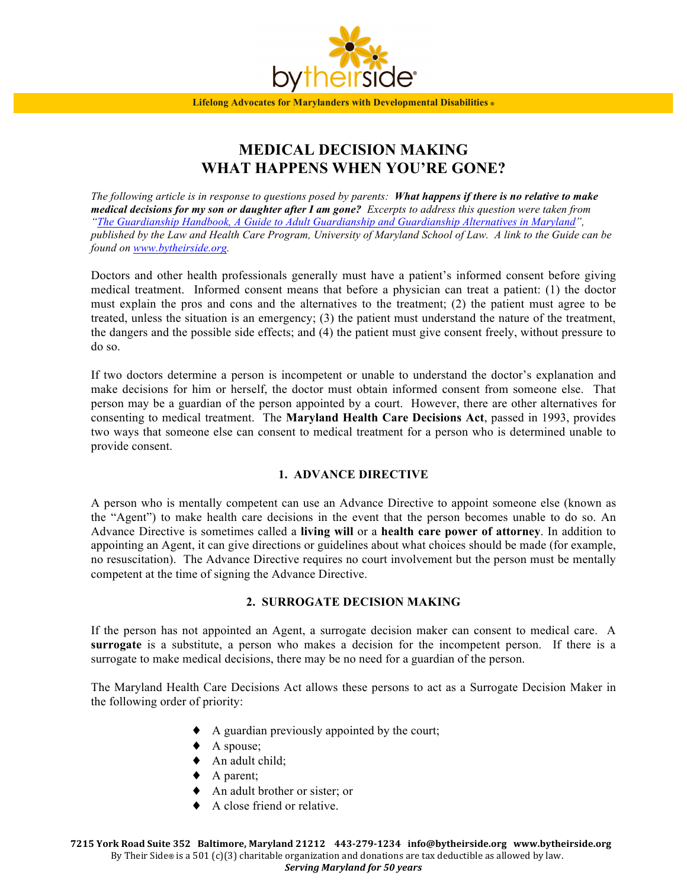bytheirside®

**Lifelong Advocates for Marylanders with Developmental Disabilities ®**

# MEDICAL DECISION MAKING
# WHAT HAPPENS WHEN YOU'RE GONE?

*The following article is in response to questions posed by parents:* ***What happens if there is no relative to make medical decisions for my son or daughter after I am gone?*** *Excerpts to address this question were taken from "[The Guardianship Handbook, A Guide to Adult Guardianship and Guardianship Alternatives in Maryland](#)", published by the Law and Health Care Program, University of Maryland School of Law. A link to the Guide can be found on [www.bytheirside.org](http://www.bytheirside.org).*

Doctors and other health professionals generally must have a patient's informed consent before giving medical treatment. Informed consent means that before a physician can treat a patient: (1) the doctor must explain the pros and cons and the alternatives to the treatment; (2) the patient must agree to be treated, unless the situation is an emergency; (3) the patient must understand the nature of the treatment, the dangers and the possible side effects; and (4) the patient must give consent freely, without pressure to do so.

If two doctors determine a person is incompetent or unable to understand the doctor's explanation and make decisions for him or herself, the doctor must obtain informed consent from someone else. That person may be a guardian of the person appointed by a court. However, there are other alternatives for consenting to medical treatment. The **Maryland Health Care Decisions Act**, passed in 1993, provides two ways that someone else can consent to medical treatment for a person who is determined unable to provide consent.

## 1. ADVANCE DIRECTIVE

A person who is mentally competent can use an Advance Directive to appoint someone else (known as the "Agent") to make health care decisions in the event that the person becomes unable to do so. An Advance Directive is sometimes called a **living will** or a **health care power of attorney**. In addition to appointing an Agent, it can give directions or guidelines about what choices should be made (for example, no resuscitation). The Advance Directive requires no court involvement but the person must be mentally competent at the time of signing the Advance Directive.

## 2. SURROGATE DECISION MAKING

If the person has not appointed an Agent, a surrogate decision maker can consent to medical care. A **surrogate** is a substitute, a person who makes a decision for the incompetent person. If there is a surrogate to make medical decisions, there may be no need for a guardian of the person.

The Maryland Health Care Decisions Act allows these persons to act as a Surrogate Decision Maker in the following order of priority:

- A guardian previously appointed by the court;
- A spouse;
- An adult child;
- A parent;
- An adult brother or sister; or
- A close friend or relative.

**7215 York Road Suite 352 Baltimore, Maryland 21212 443-279-1234 info@bytheirside.org www.bytheirside.org**
By Their Side® is a 501 (c)(3) charitable organization and donations are tax deductible as allowed by law.
***Serving Maryland for 50 years***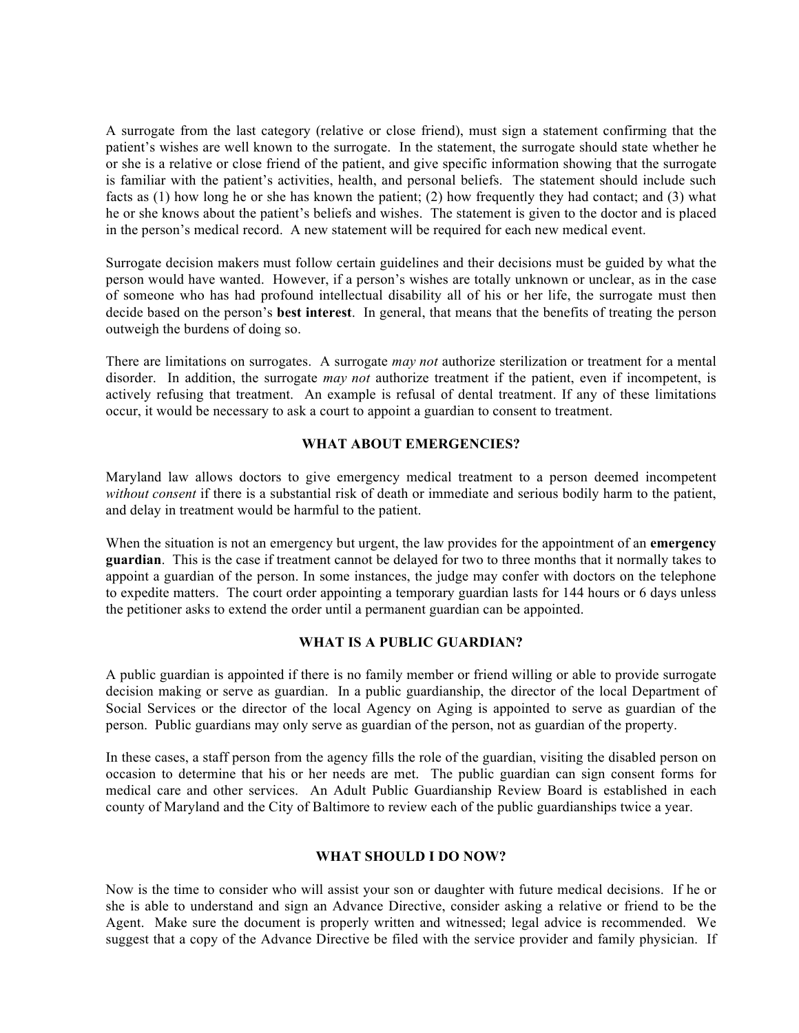A surrogate from the last category (relative or close friend), must sign a statement confirming that the patient's wishes are well known to the surrogate. In the statement, the surrogate should state whether he or she is a relative or close friend of the patient, and give specific information showing that the surrogate is familiar with the patient's activities, health, and personal beliefs. The statement should include such facts as (1) how long he or she has known the patient; (2) how frequently they had contact; and (3) what he or she knows about the patient's beliefs and wishes. The statement is given to the doctor and is placed in the person's medical record. A new statement will be required for each new medical event.

Surrogate decision makers must follow certain guidelines and their decisions must be guided by what the person would have wanted. However, if a person's wishes are totally unknown or unclear, as in the case of someone who has had profound intellectual disability all of his or her life, the surrogate must then decide based on the person's **best interest**. In general, that means that the benefits of treating the person outweigh the burdens of doing so.

There are limitations on surrogates. A surrogate *may not* authorize sterilization or treatment for a mental disorder. In addition, the surrogate *may not* authorize treatment if the patient, even if incompetent, is actively refusing that treatment. An example is refusal of dental treatment. If any of these limitations occur, it would be necessary to ask a court to appoint a guardian to consent to treatment.

## WHAT ABOUT EMERGENCIES?

Maryland law allows doctors to give emergency medical treatment to a person deemed incompetent *without consent* if there is a substantial risk of death or immediate and serious bodily harm to the patient, and delay in treatment would be harmful to the patient.

When the situation is not an emergency but urgent, the law provides for the appointment of an **emergency guardian**. This is the case if treatment cannot be delayed for two to three months that it normally takes to appoint a guardian of the person. In some instances, the judge may confer with doctors on the telephone to expedite matters. The court order appointing a temporary guardian lasts for 144 hours or 6 days unless the petitioner asks to extend the order until a permanent guardian can be appointed.

## WHAT IS A PUBLIC GUARDIAN?

A public guardian is appointed if there is no family member or friend willing or able to provide surrogate decision making or serve as guardian. In a public guardianship, the director of the local Department of Social Services or the director of the local Agency on Aging is appointed to serve as guardian of the person. Public guardians may only serve as guardian of the person, not as guardian of the property.

In these cases, a staff person from the agency fills the role of the guardian, visiting the disabled person on occasion to determine that his or her needs are met. The public guardian can sign consent forms for medical care and other services. An Adult Public Guardianship Review Board is established in each county of Maryland and the City of Baltimore to review each of the public guardianships twice a year.

## WHAT SHOULD I DO NOW?

Now is the time to consider who will assist your son or daughter with future medical decisions. If he or she is able to understand and sign an Advance Directive, consider asking a relative or friend to be the Agent. Make sure the document is properly written and witnessed; legal advice is recommended. We suggest that a copy of the Advance Directive be filed with the service provider and family physician. If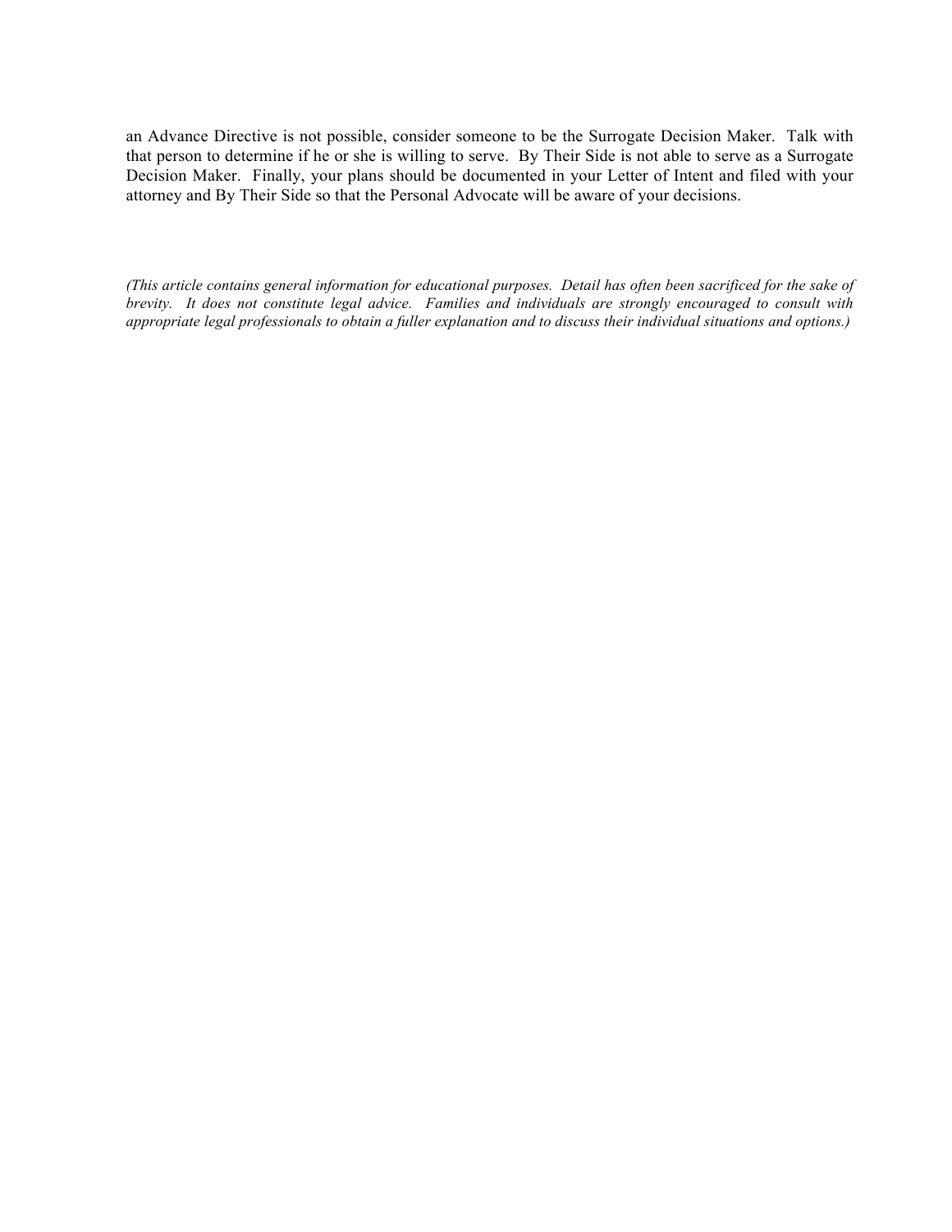an Advance Directive is not possible, consider someone to be the Surrogate Decision Maker. Talk with that person to determine if he or she is willing to serve. By Their Side is not able to serve as a Surrogate Decision Maker. Finally, your plans should be documented in your Letter of Intent and filed with your attorney and By Their Side so that the Personal Advocate will be aware of your decisions.

*(This article contains general information for educational purposes. Detail has often been sacrificed for the sake of brevity. It does not constitute legal advice. Families and individuals are strongly encouraged to consult with appropriate legal professionals to obtain a fuller explanation and to discuss their individual situations and options.)*